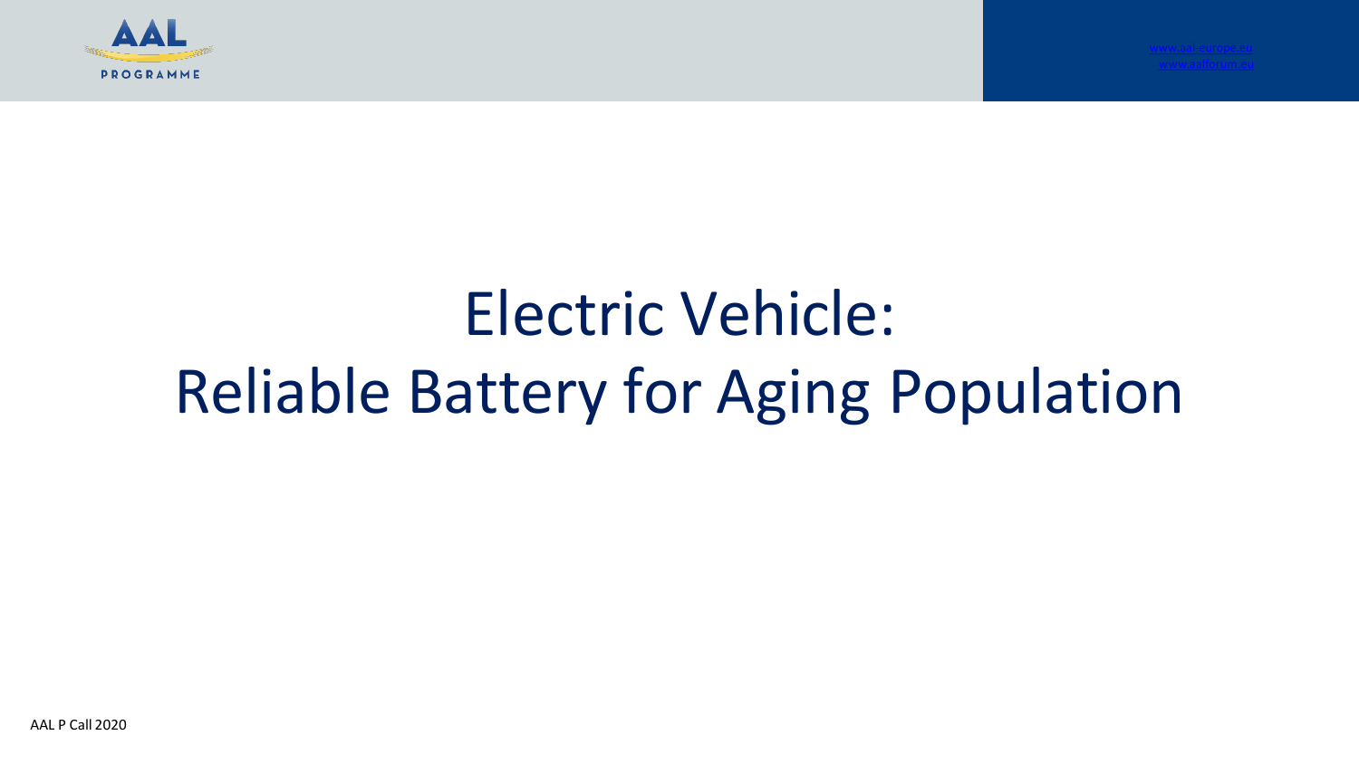AAL PROGRAMME

www.aal-europe.eu
www.aalforum.eu

# Electric Vehicle: Reliable Battery for Aging Population

AAL P Call 2020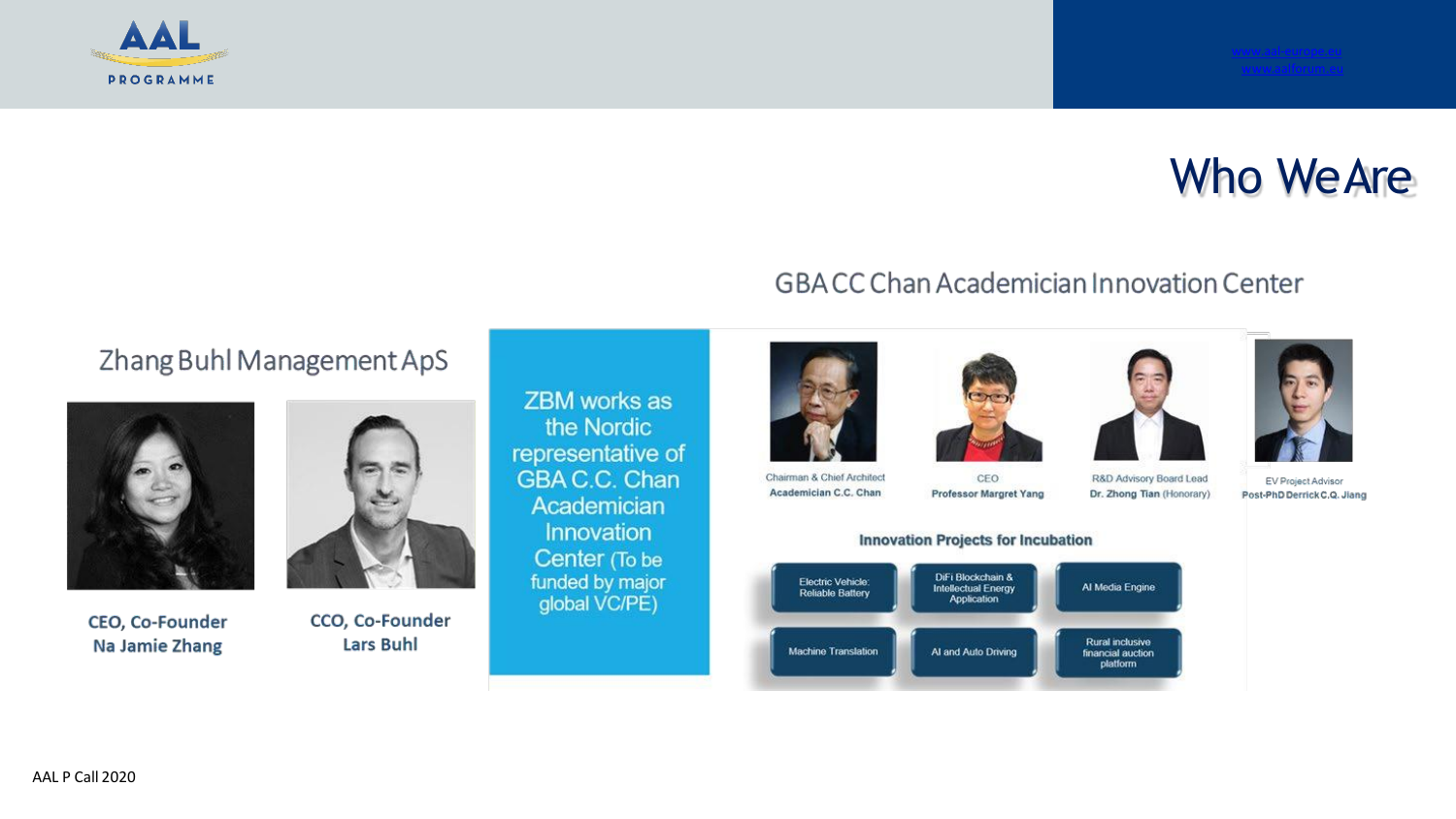# Who We Are

## Zhang Buhl Management ApS

**CEO, Co-Founder**
**Na Jamie Zhang**

**CCO, Co-Founder**
**Lars Buhl**

ZBM works as the Nordic representative of GBA C.C. Chan Academician Innovation Center (To be funded by major global VC/PE)

## GBA CC Chan Academician Innovation Center

Chairman & Chief Architect
**Academician C.C. Chan**

CEO
**Professor Margret Yang**

R&D Advisory Board Lead
**Dr. Zhong Tian** (Honorary)

EV Project Advisor
**Post-PhD Derrick C.Q. Jiang**

### Innovation Projects for Incubation

- Electric Vehicle: Reliable Battery
- DiFi Blockchain & Intellectual Energy Application
- AI Media Engine
- Machine Translation
- AI and Auto Driving
- Rural inclusive financial auction platform

AAL P Call 2020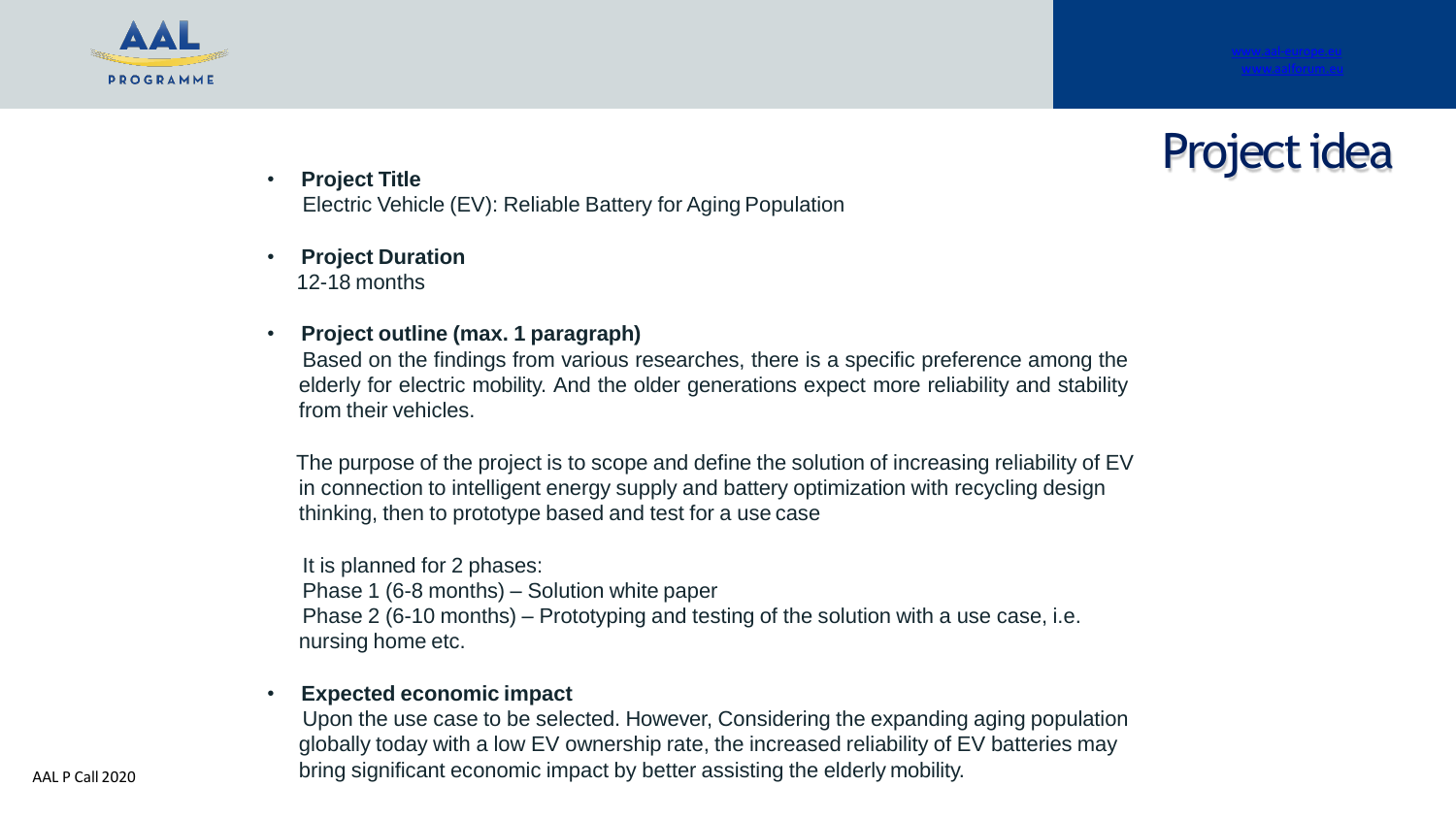# Project idea

- **Project Title**
  Electric Vehicle (EV): Reliable Battery for Aging Population

- **Project Duration**
  12-18 months

- **Project outline (max. 1 paragraph)**
  Based on the findings from various researches, there is a specific preference among the elderly for electric mobility. And the older generations expect more reliability and stability from their vehicles.

  The purpose of the project is to scope and define the solution of increasing reliability of EV in connection to intelligent energy supply and battery optimization with recycling design thinking, then to prototype based and test for a use case

  It is planned for 2 phases:
  Phase 1 (6-8 months) – Solution white paper
  Phase 2 (6-10 months) – Prototyping and testing of the solution with a use case, i.e. nursing home etc.

- **Expected economic impact**
  Upon the use case to be selected. However, Considering the expanding aging population globally today with a low EV ownership rate, the increased reliability of EV batteries may bring significant economic impact by better assisting the elderly mobility.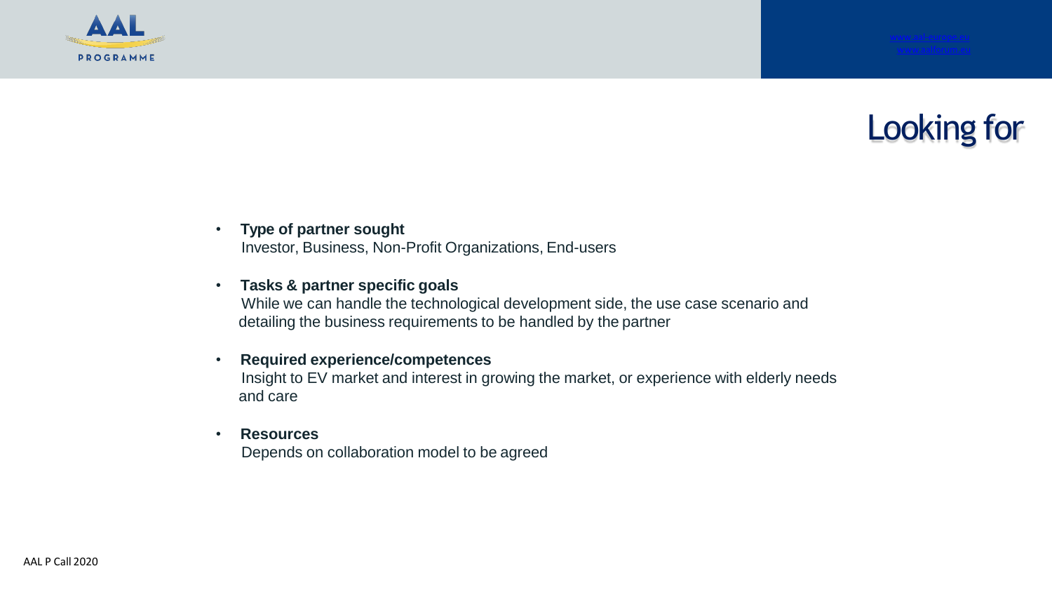# Looking for

- **Type of partner sought**
  Investor, Business, Non-Profit Organizations, End-users

- **Tasks & partner specific goals**
  While we can handle the technological development side, the use case scenario and detailing the business requirements to be handled by the partner

- **Required experience/competences**
  Insight to EV market and interest in growing the market, or experience with elderly needs and care

- **Resources**
  Depends on collaboration model to be agreed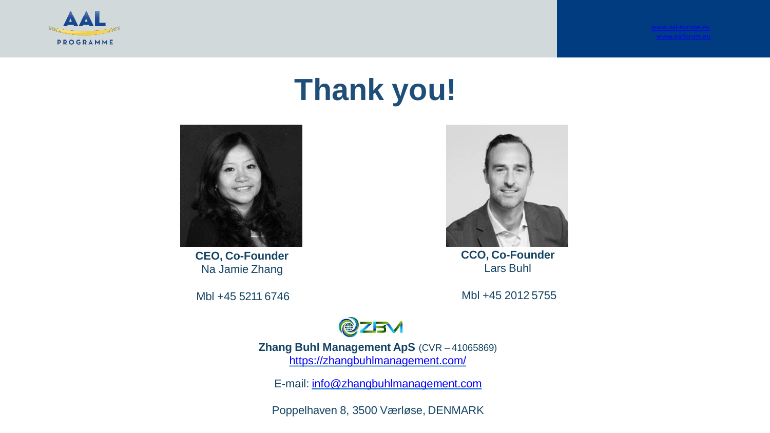www.aal-europe.eu
www.aalforum.eu

# Thank you!

**CEO, Co-Founder**
Na Jamie Zhang

Mbl +45 5211 6746

**CCO, Co-Founder**
Lars Buhl

Mbl +45 2012 5755

**Zhang Buhl Management ApS** (CVR – 41065869)
https://zhangbuhlmanagement.com/

E-mail: info@zhangbuhlmanagement.com

Poppelhaven 8, 3500 Værløse, DENMARK